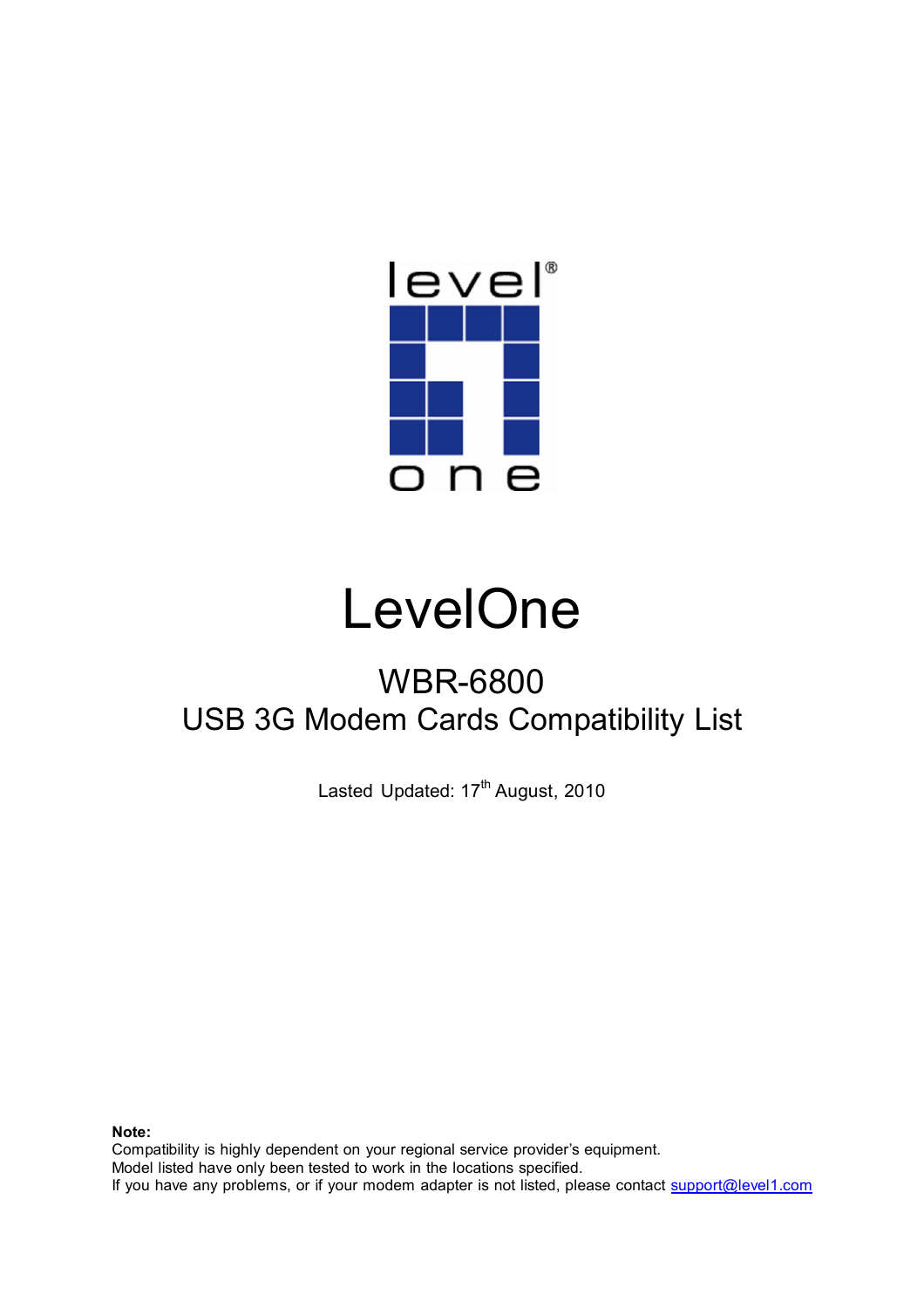# LevelOne

## WBR-6800
## USB 3G Modem Cards Compatibility List

Lasted Updated: 17th August, 2010

**Note:**
Compatibility is highly dependent on your regional service provider's equipment.
Model listed have only been tested to work in the locations specified.
If you have any problems, or if your modem adapter is not listed, please contact support@level1.com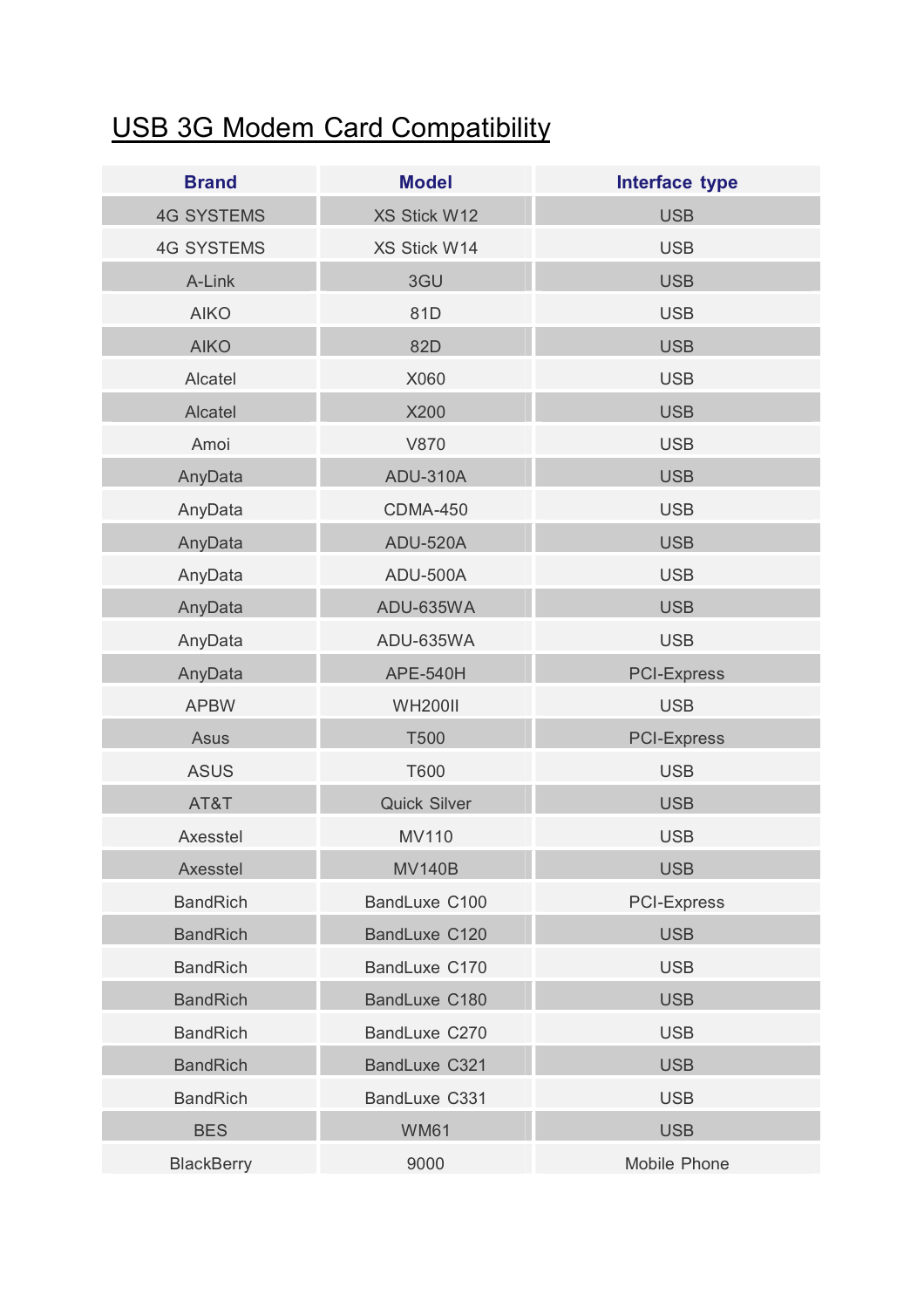# USB 3G Modem Card Compatibility

| Brand | Model | Interface type |
|---|---|---|
| 4G SYSTEMS | XS Stick W12 | USB |
| 4G SYSTEMS | XS Stick W14 | USB |
| A-Link | 3GU | USB |
| AIKO | 81D | USB |
| AIKO | 82D | USB |
| Alcatel | X060 | USB |
| Alcatel | X200 | USB |
| Amoi | V870 | USB |
| AnyData | ADU-310A | USB |
| AnyData | CDMA-450 | USB |
| AnyData | ADU-520A | USB |
| AnyData | ADU-500A | USB |
| AnyData | ADU-635WA | USB |
| AnyData | ADU-635WA | USB |
| AnyData | APE-540H | PCI-Express |
| APBW | WH200II | USB |
| Asus | T500 | PCI-Express |
| ASUS | T600 | USB |
| AT&T | Quick Silver | USB |
| Axesstel | MV110 | USB |
| Axesstel | MV140B | USB |
| BandRich | BandLuxe C100 | PCI-Express |
| BandRich | BandLuxe C120 | USB |
| BandRich | BandLuxe C170 | USB |
| BandRich | BandLuxe C180 | USB |
| BandRich | BandLuxe C270 | USB |
| BandRich | BandLuxe C321 | USB |
| BandRich | BandLuxe C331 | USB |
| BES | WM61 | USB |
| BlackBerry | 9000 | Mobile Phone |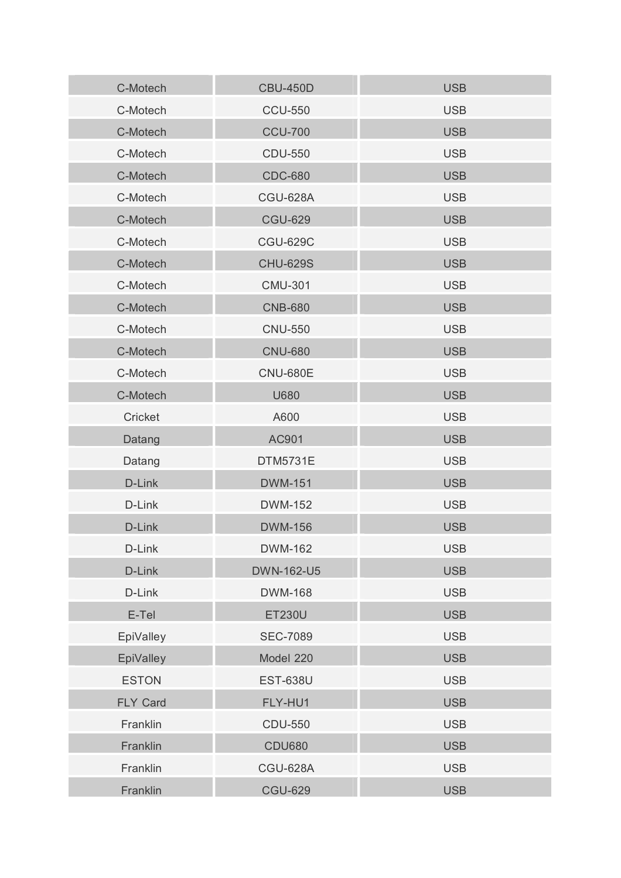| | | |
|---|---|---|
| C-Motech | CBU-450D | USB |
| C-Motech | CCU-550 | USB |
| C-Motech | CCU-700 | USB |
| C-Motech | CDU-550 | USB |
| C-Motech | CDC-680 | USB |
| C-Motech | CGU-628A | USB |
| C-Motech | CGU-629 | USB |
| C-Motech | CGU-629C | USB |
| C-Motech | CHU-629S | USB |
| C-Motech | CMU-301 | USB |
| C-Motech | CNB-680 | USB |
| C-Motech | CNU-550 | USB |
| C-Motech | CNU-680 | USB |
| C-Motech | CNU-680E | USB |
| C-Motech | U680 | USB |
| Cricket | A600 | USB |
| Datang | AC901 | USB |
| Datang | DTM5731E | USB |
| D-Link | DWM-151 | USB |
| D-Link | DWM-152 | USB |
| D-Link | DWM-156 | USB |
| D-Link | DWM-162 | USB |
| D-Link | DWN-162-U5 | USB |
| D-Link | DWM-168 | USB |
| E-Tel | ET230U | USB |
| EpiValley | SEC-7089 | USB |
| EpiValley | Model 220 | USB |
| ESTON | EST-638U | USB |
| FLY Card | FLY-HU1 | USB |
| Franklin | CDU-550 | USB |
| Franklin | CDU680 | USB |
| Franklin | CGU-628A | USB |
| Franklin | CGU-629 | USB |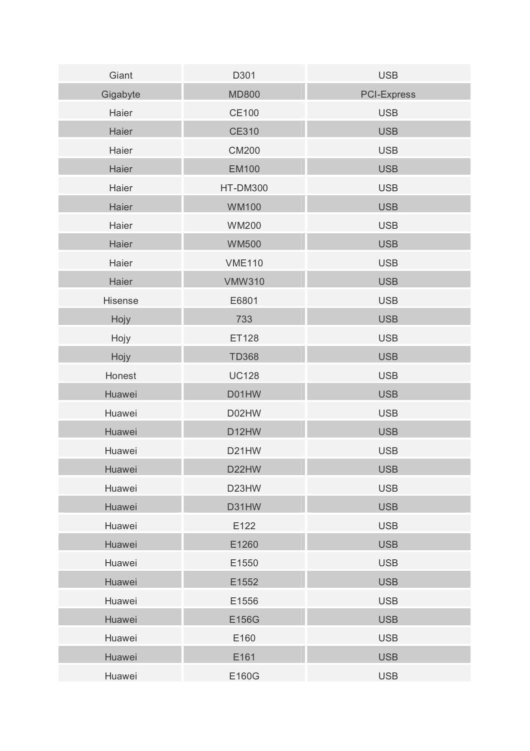| Giant | D301 | USB |
|---|---|---|
| Gigabyte | MD800 | PCI-Express |
| Haier | CE100 | USB |
| Haier | CE310 | USB |
| Haier | CM200 | USB |
| Haier | EM100 | USB |
| Haier | HT-DM300 | USB |
| Haier | WM100 | USB |
| Haier | WM200 | USB |
| Haier | WM500 | USB |
| Haier | VME110 | USB |
| Haier | VMW310 | USB |
| Hisense | E6801 | USB |
| Hojy | 733 | USB |
| Hojy | ET128 | USB |
| Hojy | TD368 | USB |
| Honest | UC128 | USB |
| Huawei | D01HW | USB |
| Huawei | D02HW | USB |
| Huawei | D12HW | USB |
| Huawei | D21HW | USB |
| Huawei | D22HW | USB |
| Huawei | D23HW | USB |
| Huawei | D31HW | USB |
| Huawei | E122 | USB |
| Huawei | E1260 | USB |
| Huawei | E1550 | USB |
| Huawei | E1552 | USB |
| Huawei | E1556 | USB |
| Huawei | E156G | USB |
| Huawei | E160 | USB |
| Huawei | E161 | USB |
| Huawei | E160G | USB |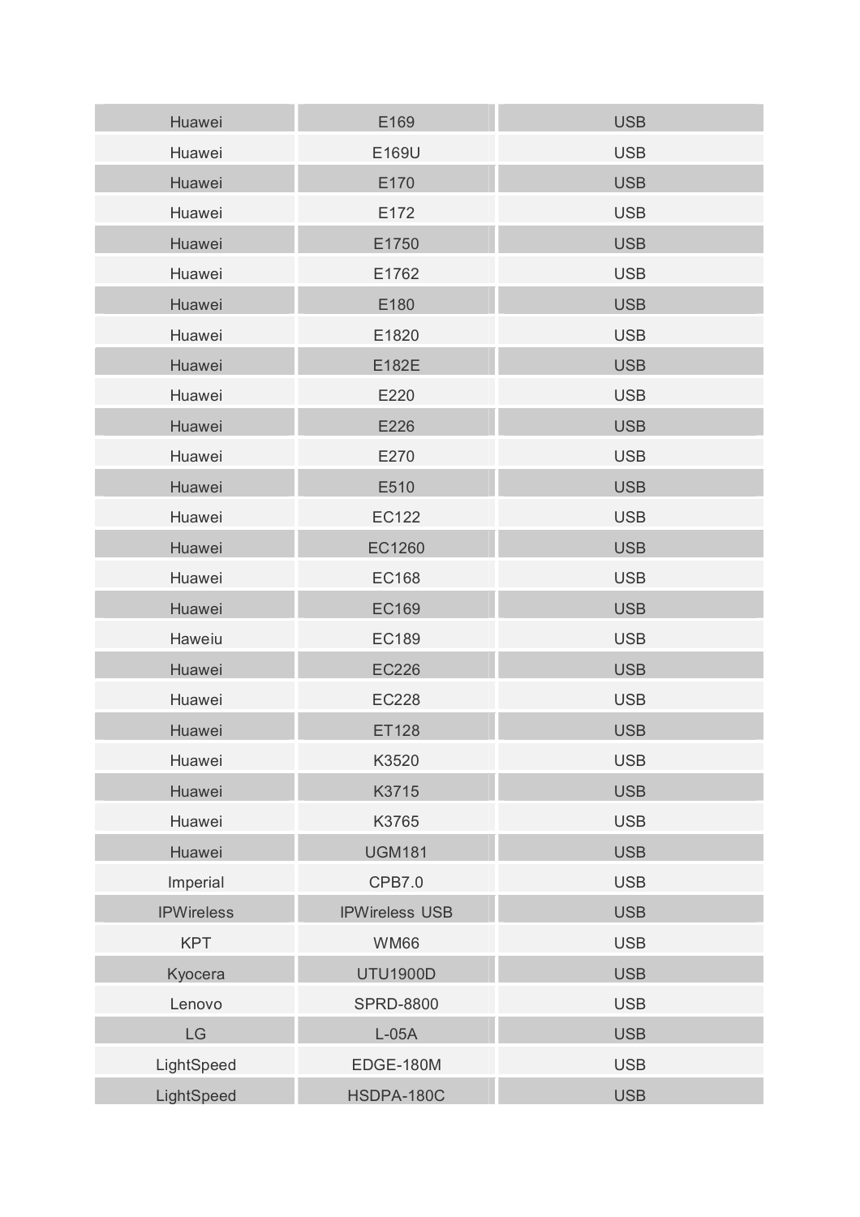| | | |
|---|---|---|
| Huawei | E169 | USB |
| Huawei | E169U | USB |
| Huawei | E170 | USB |
| Huawei | E172 | USB |
| Huawei | E1750 | USB |
| Huawei | E1762 | USB |
| Huawei | E180 | USB |
| Huawei | E1820 | USB |
| Huawei | E182E | USB |
| Huawei | E220 | USB |
| Huawei | E226 | USB |
| Huawei | E270 | USB |
| Huawei | E510 | USB |
| Huawei | EC122 | USB |
| Huawei | EC1260 | USB |
| Huawei | EC168 | USB |
| Huawei | EC169 | USB |
| Haweiu | EC189 | USB |
| Huawei | EC226 | USB |
| Huawei | EC228 | USB |
| Huawei | ET128 | USB |
| Huawei | K3520 | USB |
| Huawei | K3715 | USB |
| Huawei | K3765 | USB |
| Huawei | UGM181 | USB |
| Imperial | CPB7.0 | USB |
| IPWireless | IPWireless USB | USB |
| KPT | WM66 | USB |
| Kyocera | UTU1900D | USB |
| Lenovo | SPRD-8800 | USB |
| LG | L-05A | USB |
| LightSpeed | EDGE-180M | USB |
| LightSpeed | HSDPA-180C | USB |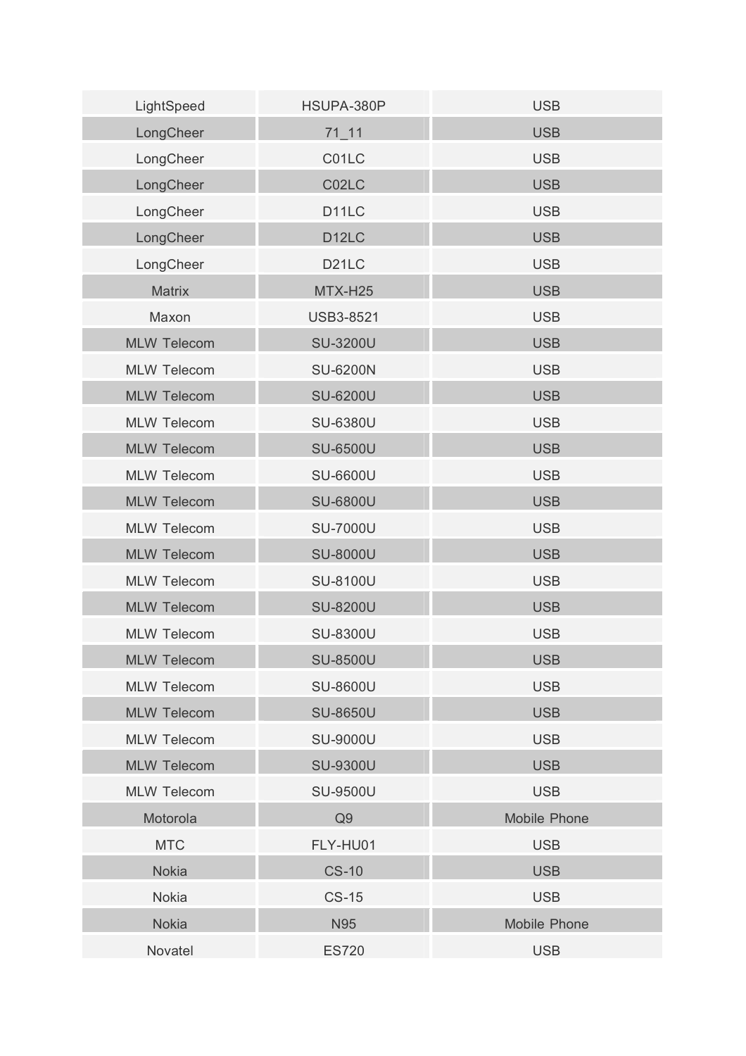| LightSpeed | HSUPA-380P | USB |
| --- | --- | --- |
| LongCheer | 71_11 | USB |
| LongCheer | C01LC | USB |
| LongCheer | C02LC | USB |
| LongCheer | D11LC | USB |
| LongCheer | D12LC | USB |
| LongCheer | D21LC | USB |
| Matrix | MTX-H25 | USB |
| Maxon | USB3-8521 | USB |
| MLW Telecom | SU-3200U | USB |
| MLW Telecom | SU-6200N | USB |
| MLW Telecom | SU-6200U | USB |
| MLW Telecom | SU-6380U | USB |
| MLW Telecom | SU-6500U | USB |
| MLW Telecom | SU-6600U | USB |
| MLW Telecom | SU-6800U | USB |
| MLW Telecom | SU-7000U | USB |
| MLW Telecom | SU-8000U | USB |
| MLW Telecom | SU-8100U | USB |
| MLW Telecom | SU-8200U | USB |
| MLW Telecom | SU-8300U | USB |
| MLW Telecom | SU-8500U | USB |
| MLW Telecom | SU-8600U | USB |
| MLW Telecom | SU-8650U | USB |
| MLW Telecom | SU-9000U | USB |
| MLW Telecom | SU-9300U | USB |
| MLW Telecom | SU-9500U | USB |
| Motorola | Q9 | Mobile Phone |
| MTC | FLY-HU01 | USB |
| Nokia | CS-10 | USB |
| Nokia | CS-15 | USB |
| Nokia | N95 | Mobile Phone |
| Novatel | ES720 | USB |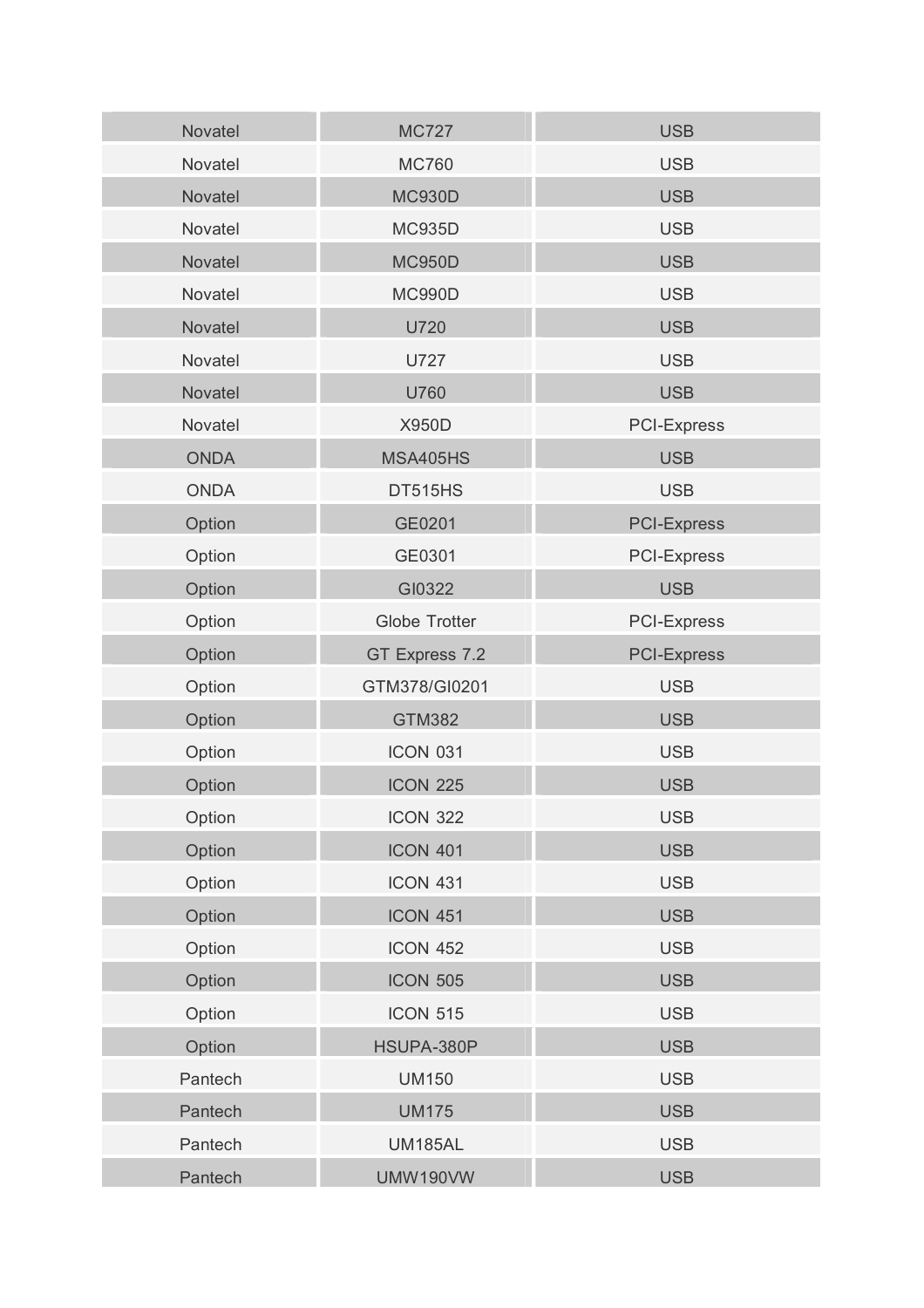| Novatel | MC727 | USB |
|---|---|---|
| Novatel | MC760 | USB |
| Novatel | MC930D | USB |
| Novatel | MC935D | USB |
| Novatel | MC950D | USB |
| Novatel | MC990D | USB |
| Novatel | U720 | USB |
| Novatel | U727 | USB |
| Novatel | U760 | USB |
| Novatel | X950D | PCI-Express |
| ONDA | MSA405HS | USB |
| ONDA | DT515HS | USB |
| Option | GE0201 | PCI-Express |
| Option | GE0301 | PCI-Express |
| Option | GI0322 | USB |
| Option | Globe Trotter | PCI-Express |
| Option | GT Express 7.2 | PCI-Express |
| Option | GTM378/GI0201 | USB |
| Option | GTM382 | USB |
| Option | ICON 031 | USB |
| Option | ICON 225 | USB |
| Option | ICON 322 | USB |
| Option | ICON 401 | USB |
| Option | ICON 431 | USB |
| Option | ICON 451 | USB |
| Option | ICON 452 | USB |
| Option | ICON 505 | USB |
| Option | ICON 515 | USB |
| Option | HSUPA-380P | USB |
| Pantech | UM150 | USB |
| Pantech | UM175 | USB |
| Pantech | UM185AL | USB |
| Pantech | UMW190VW | USB |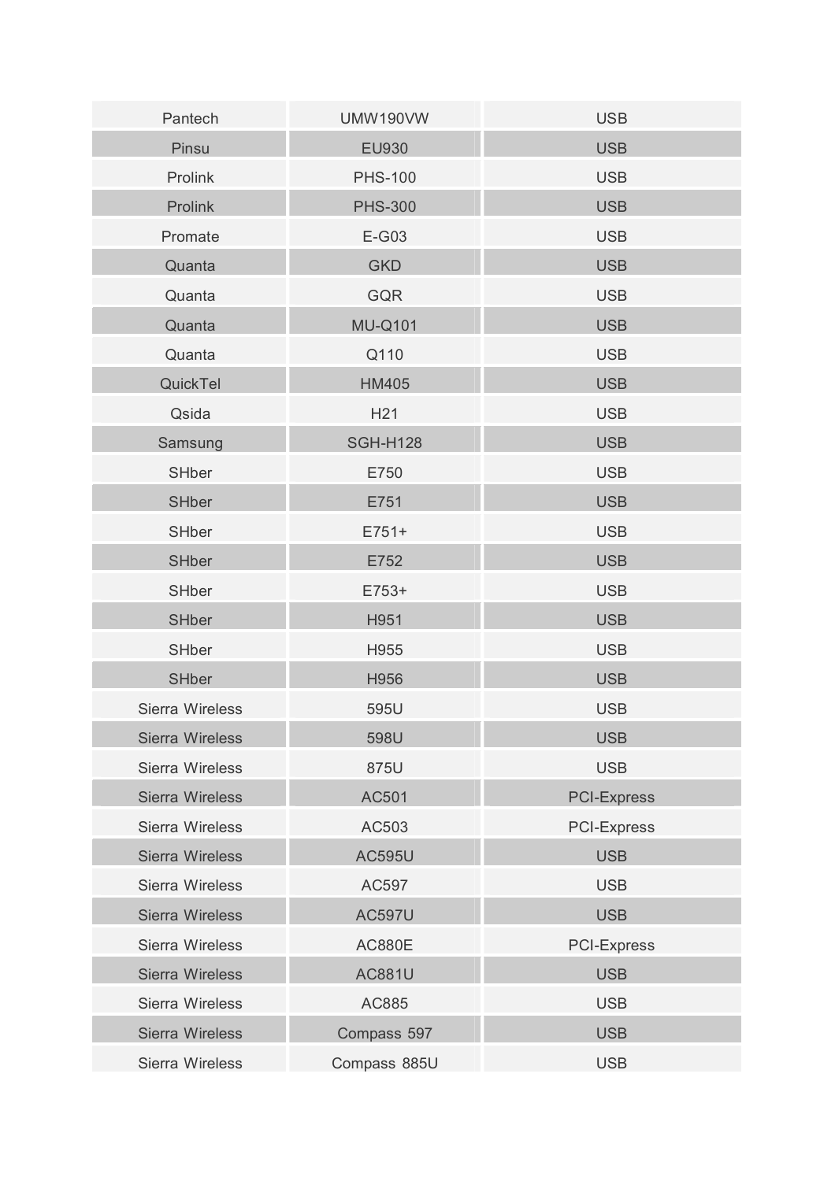| Pantech | UMW190VW | USB |
|---|---|---|
| Pinsu | EU930 | USB |
| Prolink | PHS-100 | USB |
| Prolink | PHS-300 | USB |
| Promate | E-G03 | USB |
| Quanta | GKD | USB |
| Quanta | GQR | USB |
| Quanta | MU-Q101 | USB |
| Quanta | Q110 | USB |
| QuickTel | HM405 | USB |
| Qsida | H21 | USB |
| Samsung | SGH-H128 | USB |
| SHber | E750 | USB |
| SHber | E751 | USB |
| SHber | E751+ | USB |
| SHber | E752 | USB |
| SHber | E753+ | USB |
| SHber | H951 | USB |
| SHber | H955 | USB |
| SHber | H956 | USB |
| Sierra Wireless | 595U | USB |
| Sierra Wireless | 598U | USB |
| Sierra Wireless | 875U | USB |
| Sierra Wireless | AC501 | PCI-Express |
| Sierra Wireless | AC503 | PCI-Express |
| Sierra Wireless | AC595U | USB |
| Sierra Wireless | AC597 | USB |
| Sierra Wireless | AC597U | USB |
| Sierra Wireless | AC880E | PCI-Express |
| Sierra Wireless | AC881U | USB |
| Sierra Wireless | AC885 | USB |
| Sierra Wireless | Compass 597 | USB |
| Sierra Wireless | Compass 885U | USB |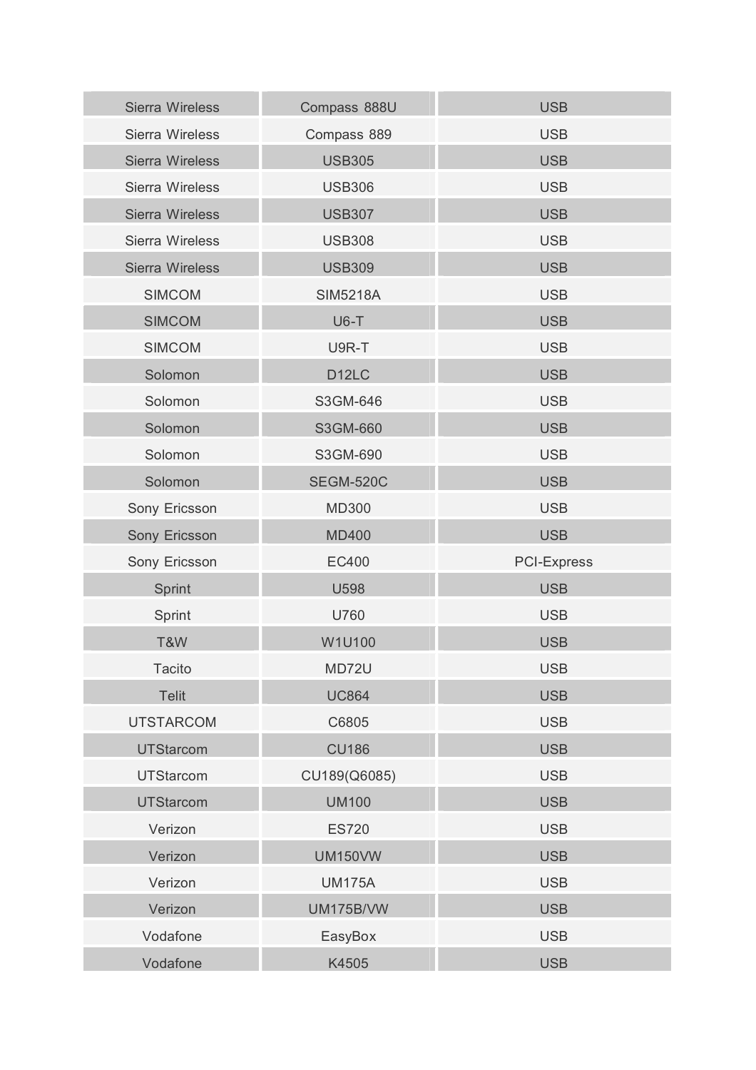| Sierra Wireless | Compass 888U | USB |
| --- | --- | --- |
| Sierra Wireless | Compass 889 | USB |
| Sierra Wireless | USB305 | USB |
| Sierra Wireless | USB306 | USB |
| Sierra Wireless | USB307 | USB |
| Sierra Wireless | USB308 | USB |
| Sierra Wireless | USB309 | USB |
| SIMCOM | SIM5218A | USB |
| SIMCOM | U6-T | USB |
| SIMCOM | U9R-T | USB |
| Solomon | D12LC | USB |
| Solomon | S3GM-646 | USB |
| Solomon | S3GM-660 | USB |
| Solomon | S3GM-690 | USB |
| Solomon | SEGM-520C | USB |
| Sony Ericsson | MD300 | USB |
| Sony Ericsson | MD400 | USB |
| Sony Ericsson | EC400 | PCI-Express |
| Sprint | U598 | USB |
| Sprint | U760 | USB |
| T&W | W1U100 | USB |
| Tacito | MD72U | USB |
| Telit | UC864 | USB |
| UTSTARCOM | C6805 | USB |
| UTStarcom | CU186 | USB |
| UTStarcom | CU189(Q6085) | USB |
| UTStarcom | UM100 | USB |
| Verizon | ES720 | USB |
| Verizon | UM150VW | USB |
| Verizon | UM175A | USB |
| Verizon | UM175B/VW | USB |
| Vodafone | EasyBox | USB |
| Vodafone | K4505 | USB |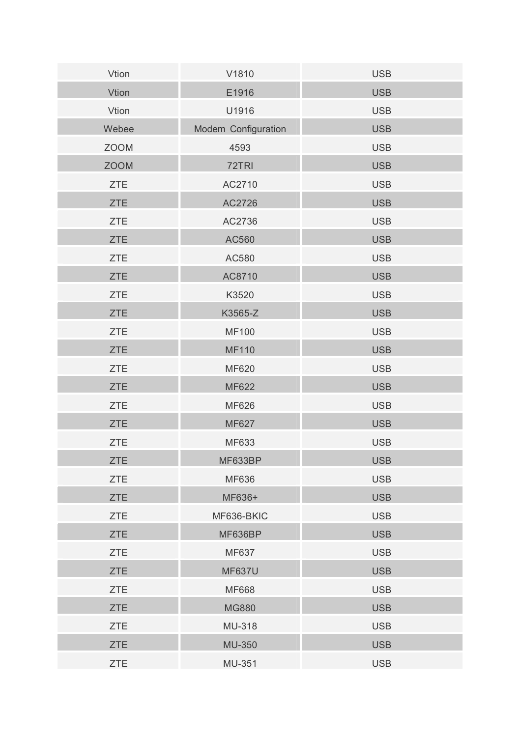| Vtion | V1810 | USB |
|---|---|---|
| Vtion | E1916 | USB |
| Vtion | U1916 | USB |
| Webee | Modem Configuration | USB |
| ZOOM | 4593 | USB |
| ZOOM | 72TRI | USB |
| ZTE | AC2710 | USB |
| ZTE | AC2726 | USB |
| ZTE | AC2736 | USB |
| ZTE | AC560 | USB |
| ZTE | AC580 | USB |
| ZTE | AC8710 | USB |
| ZTE | K3520 | USB |
| ZTE | K3565-Z | USB |
| ZTE | MF100 | USB |
| ZTE | MF110 | USB |
| ZTE | MF620 | USB |
| ZTE | MF622 | USB |
| ZTE | MF626 | USB |
| ZTE | MF627 | USB |
| ZTE | MF633 | USB |
| ZTE | MF633BP | USB |
| ZTE | MF636 | USB |
| ZTE | MF636+ | USB |
| ZTE | MF636-BKIC | USB |
| ZTE | MF636BP | USB |
| ZTE | MF637 | USB |
| ZTE | MF637U | USB |
| ZTE | MF668 | USB |
| ZTE | MG880 | USB |
| ZTE | MU-318 | USB |
| ZTE | MU-350 | USB |
| ZTE | MU-351 | USB |